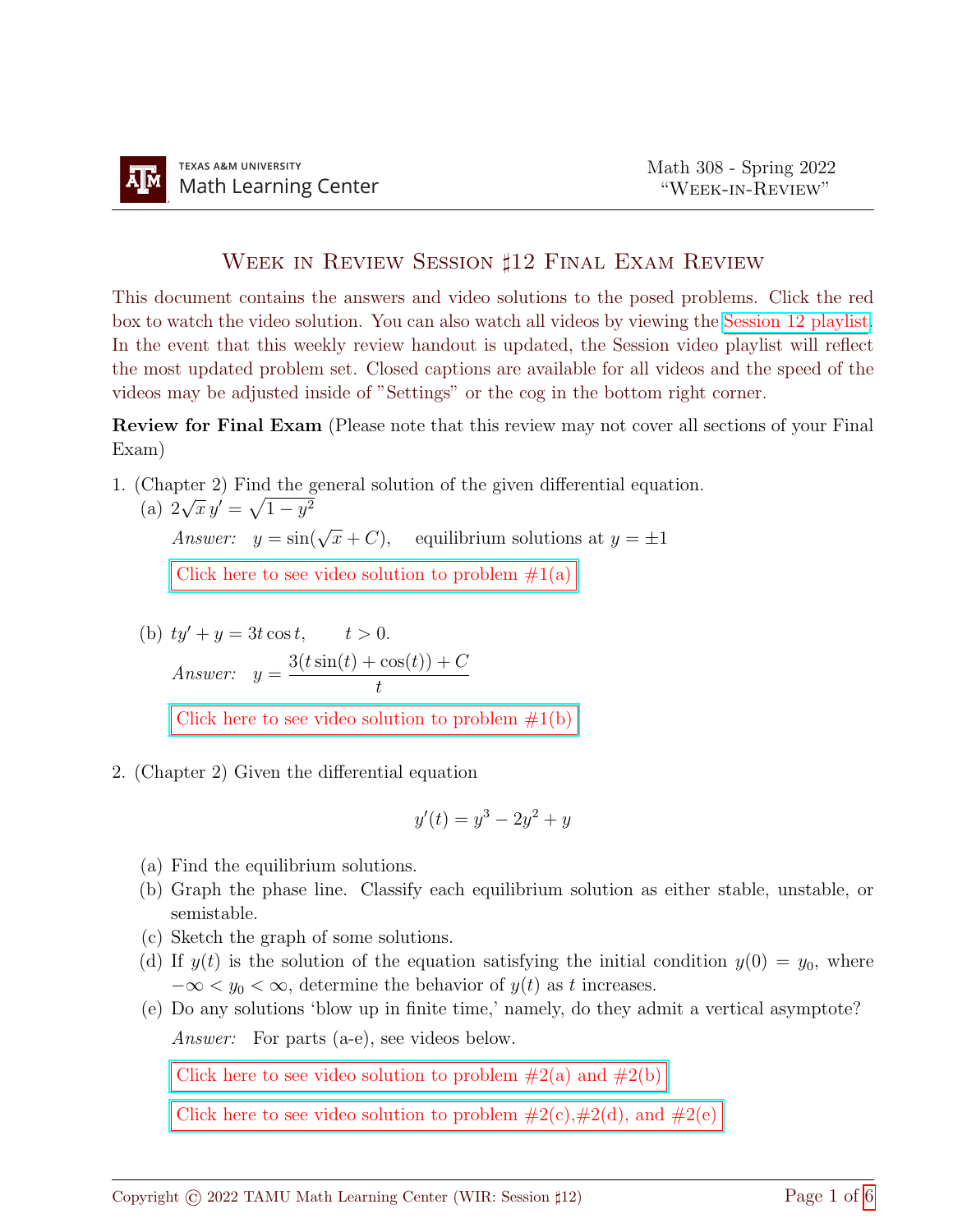# Week in Review Session ♯12 Final Exam Review

This document contains the answers and video solutions to the posed problems. Click the red box to watch the video solution. You can also watch all videos by viewing the Session 12 playlist. In the event that this weekly review handout is updated, the Session video playlist will reflect the most updated problem set. Closed captions are available for all videos and the speed of the videos may be adjusted inside of "Settings" or the cog in the bottom right corner.

**Review for Final Exam** (Please note that this review may not cover all sections of your Final Exam)

1. (Chapter 2) Find the general solution of the given differential equation.

   (a) $2\sqrt{x}\, y' = \sqrt{1-y^2}$

   *Answer:* $y = \sin(\sqrt{x} + C)$, equilibrium solutions at $y = \pm 1$

   Click here to see video solution to problem #1(a)

   (b) $ty' + y = 3t\cos t, \qquad t > 0.$

   *Answer:* $y = \dfrac{3(t\sin(t) + \cos(t)) + C}{t}$

   Click here to see video solution to problem #1(b)

2. (Chapter 2) Given the differential equation

$$y'(t) = y^3 - 2y^2 + y$$

   (a) Find the equilibrium solutions.

   (b) Graph the phase line. Classify each equilibrium solution as either stable, unstable, or semistable.

   (c) Sketch the graph of some solutions.

   (d) If $y(t)$ is the solution of the equation satisfying the initial condition $y(0) = y_0$, where $-\infty < y_0 < \infty$, determine the behavior of $y(t)$ as $t$ increases.

   (e) Do any solutions 'blow up in finite time,' namely, do they admit a vertical asymptote?

   *Answer:* For parts (a-e), see videos below.

   Click here to see video solution to problem #2(a) and #2(b)

   Click here to see video solution to problem #2(c),#2(d), and #2(e)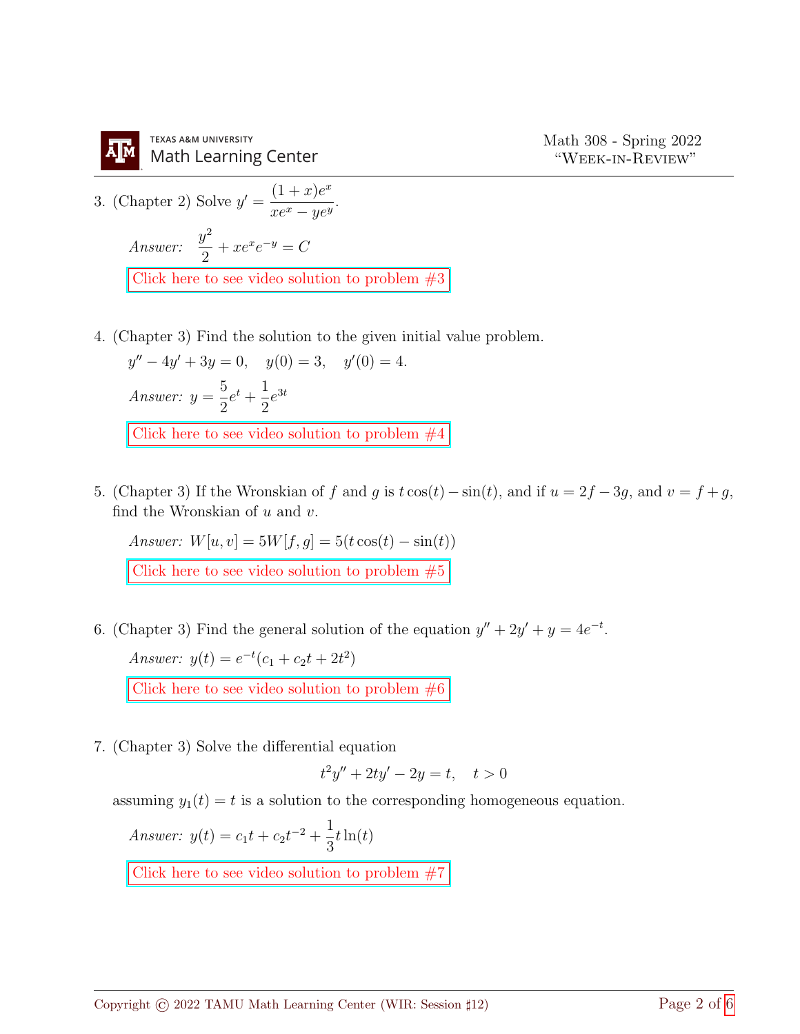3. (Chapter 2) Solve $y' = \dfrac{(1+x)e^x}{xe^x - ye^y}$.

   *Answer:* $\dfrac{y^2}{2} + xe^x e^{-y} = C$

   Click here to see video solution to problem #3

4. (Chapter 3) Find the solution to the given initial value problem.

   $y'' - 4y' + 3y = 0, \quad y(0) = 3, \quad y'(0) = 4.$

   *Answer:* $y = \dfrac{5}{2}e^t + \dfrac{1}{2}e^{3t}$

   Click here to see video solution to problem #4

5. (Chapter 3) If the Wronskian of $f$ and $g$ is $t\cos(t) - \sin(t)$, and if $u = 2f - 3g$, and $v = f + g$, find the Wronskian of $u$ and $v$.

   *Answer:* $W[u, v] = 5W[f, g] = 5(t\cos(t) - \sin(t))$

   Click here to see video solution to problem #5

6. (Chapter 3) Find the general solution of the equation $y'' + 2y' + y = 4e^{-t}$.

   *Answer:* $y(t) = e^{-t}(c_1 + c_2 t + 2t^2)$

   Click here to see video solution to problem #6

7. (Chapter 3) Solve the differential equation

$$t^2 y'' + 2ty' - 2y = t, \quad t > 0$$

   assuming $y_1(t) = t$ is a solution to the corresponding homogeneous equation.

   *Answer:* $y(t) = c_1 t + c_2 t^{-2} + \dfrac{1}{3}t\ln(t)$

   Click here to see video solution to problem #7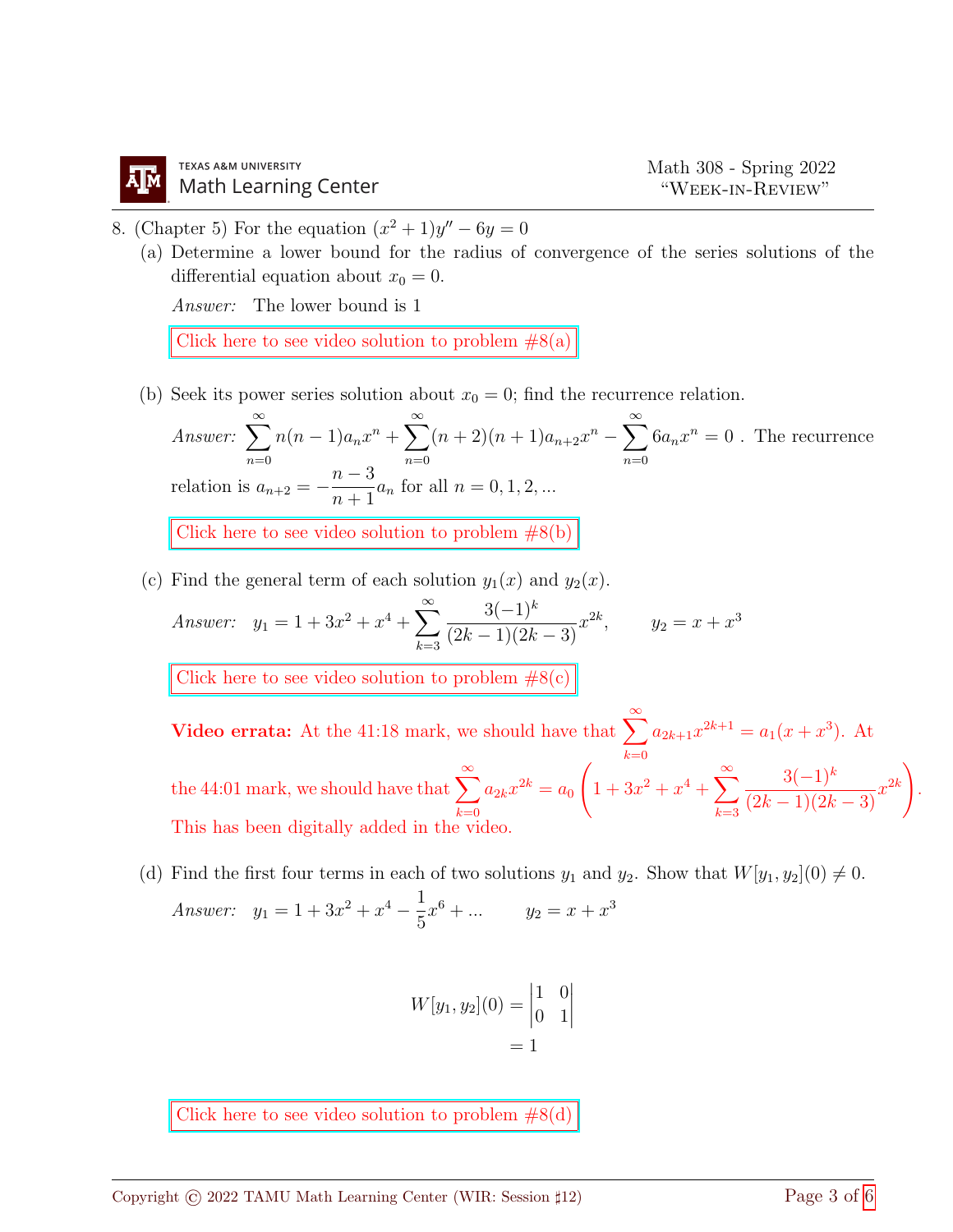8. (Chapter 5) For the equation $(x^2+1)y'' - 6y = 0$

   (a) Determine a lower bound for the radius of convergence of the series solutions of the differential equation about $x_0 = 0$.

   *Answer:* The lower bound is 1

   Click here to see video solution to problem #8(a)

   (b) Seek its power series solution about $x_0 = 0$; find the recurrence relation.

   *Answer:* $\displaystyle\sum_{n=0}^{\infty} n(n-1)a_n x^n + \sum_{n=0}^{\infty}(n+2)(n+1)a_{n+2}x^n - \sum_{n=0}^{\infty} 6a_n x^n = 0$ . The recurrence relation is $a_{n+2} = -\dfrac{n-3}{n+1}a_n$ for all $n = 0, 1, 2, ...$

   Click here to see video solution to problem #8(b)

   (c) Find the general term of each solution $y_1(x)$ and $y_2(x)$.

   *Answer:* $\displaystyle y_1 = 1 + 3x^2 + x^4 + \sum_{k=3}^{\infty} \frac{3(-1)^k}{(2k-1)(2k-3)}x^{2k}, \qquad y_2 = x + x^3$

   Click here to see video solution to problem #8(c)

   **Video errata:** At the 41:18 mark, we should have that $\displaystyle\sum_{k=0}^{\infty} a_{2k+1}x^{2k+1} = a_1(x + x^3)$. At the 44:01 mark, we should have that $\displaystyle\sum_{k=0}^{\infty} a_{2k}x^{2k} = a_0\left(1 + 3x^2 + x^4 + \sum_{k=3}^{\infty}\frac{3(-1)^k}{(2k-1)(2k-3)}x^{2k}\right)$. This has been digitally added in the video.

   (d) Find the first four terms in each of two solutions $y_1$ and $y_2$. Show that $W[y_1, y_2](0) \neq 0$.

   *Answer:* $y_1 = 1 + 3x^2 + x^4 - \dfrac{1}{5}x^6 + ... \qquad y_2 = x + x^3$

$$
\begin{aligned}
W[y_1, y_2](0) &= \begin{vmatrix} 1 & 0 \\ 0 & 1 \end{vmatrix} \\
&= 1
\end{aligned}
$$

   Click here to see video solution to problem #8(d)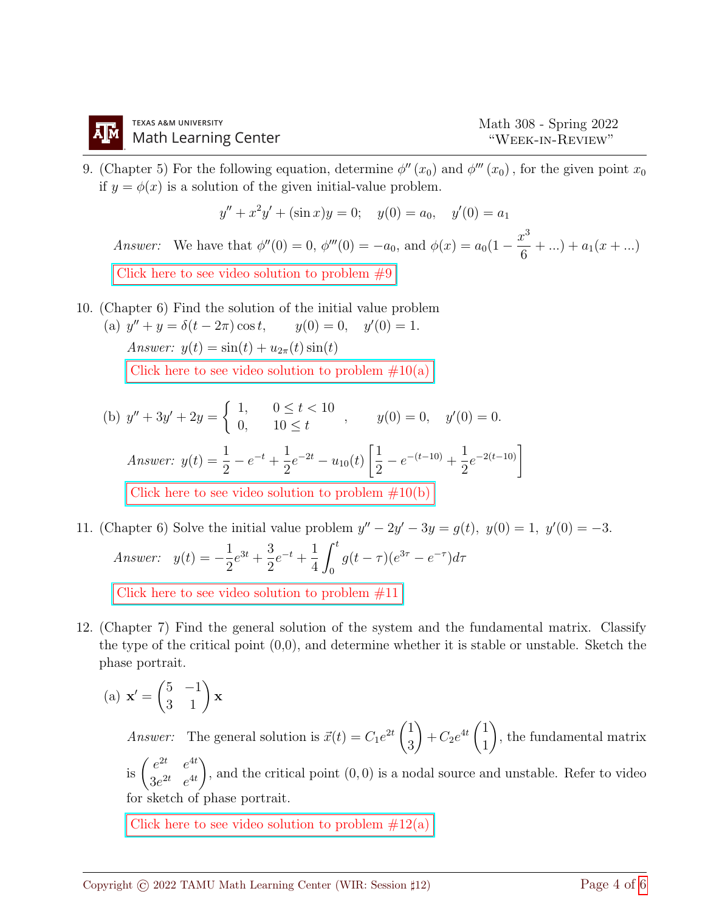9. (Chapter 5) For the following equation, determine $\phi''(x_0)$ and $\phi'''(x_0)$, for the given point $x_0$ if $y = \phi(x)$ is a solution of the given initial-value problem.

$$y'' + x^2 y' + (\sin x) y = 0; \quad y(0) = a_0, \quad y'(0) = a_1$$

   *Answer:* We have that $\phi''(0) = 0$, $\phi'''(0) = -a_0$, and $\phi(x) = a_0(1 - \frac{x^3}{6} + ...) + a_1(x + ...)$

   Click here to see video solution to problem #9

10. (Chapter 6) Find the solution of the initial value problem

   (a) $y'' + y = \delta(t - 2\pi)\cos t, \qquad y(0) = 0, \quad y'(0) = 1.$

   *Answer:* $y(t) = \sin(t) + u_{2\pi}(t)\sin(t)$

   Click here to see video solution to problem #10(a)

   (b) $y'' + 3y' + 2y = \begin{cases} 1, & 0 \le t < 10 \\ 0, & 10 \le t \end{cases}, \qquad y(0) = 0, \quad y'(0) = 0.$

   *Answer:* $y(t) = \frac{1}{2} - e^{-t} + \frac{1}{2}e^{-2t} - u_{10}(t)\left[\frac{1}{2} - e^{-(t-10)} + \frac{1}{2}e^{-2(t-10)}\right]$

   Click here to see video solution to problem #10(b)

11. (Chapter 6) Solve the initial value problem $y'' - 2y' - 3y = g(t),\ y(0) = 1,\ y'(0) = -3.$

   *Answer:* $y(t) = -\frac{1}{2}e^{3t} + \frac{3}{2}e^{-t} + \frac{1}{4}\int_0^t g(t - \tau)(e^{3\tau} - e^{-\tau})d\tau$

   Click here to see video solution to problem #11

12. (Chapter 7) Find the general solution of the system and the fundamental matrix. Classify the type of the critical point (0,0), and determine whether it is stable or unstable. Sketch the phase portrait.

   (a) $\mathbf{x}' = \begin{pmatrix} 5 & -1 \\ 3 & 1 \end{pmatrix}\mathbf{x}$

   *Answer:* The general solution is $\vec{x}(t) = C_1 e^{2t}\begin{pmatrix} 1 \\ 3 \end{pmatrix} + C_2 e^{4t}\begin{pmatrix} 1 \\ 1 \end{pmatrix}$, the fundamental matrix is $\begin{pmatrix} e^{2t} & e^{4t} \\ 3e^{2t} & e^{4t} \end{pmatrix}$, and the critical point $(0,0)$ is a nodal source and unstable. Refer to video for sketch of phase portrait.

   Click here to see video solution to problem #12(a)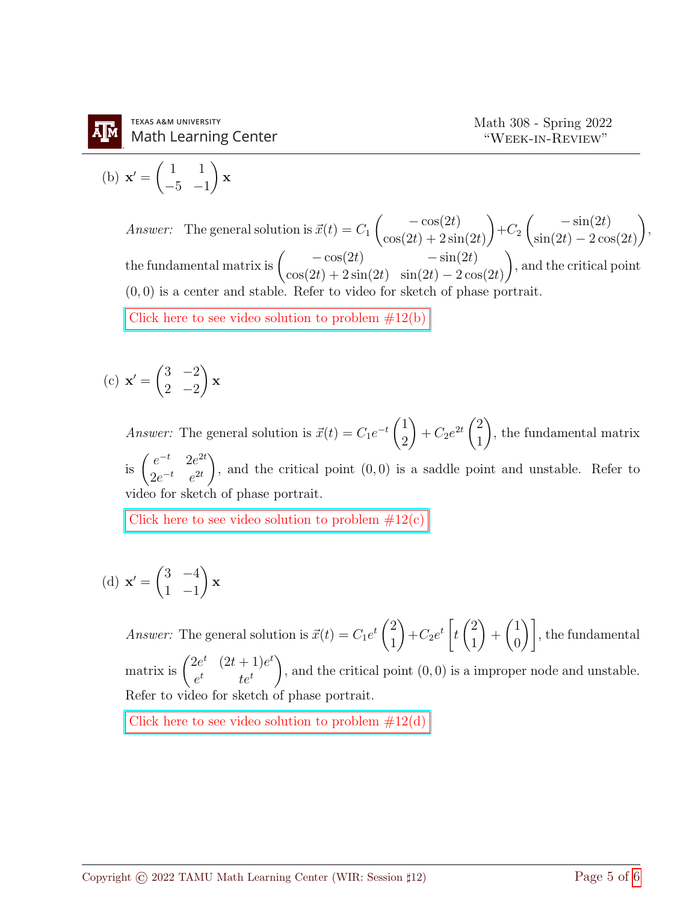(b) $\mathbf{x}' = \begin{pmatrix} 1 & 1 \\ -5 & -1 \end{pmatrix} \mathbf{x}$

*Answer:* The general solution is $\vec{x}(t) = C_1 \begin{pmatrix} -\cos(2t) \\ \cos(2t) + 2\sin(2t) \end{pmatrix} + C_2 \begin{pmatrix} -\sin(2t) \\ \sin(2t) - 2\cos(2t) \end{pmatrix}$, the fundamental matrix is $\begin{pmatrix} -\cos(2t) & -\sin(2t) \\ \cos(2t) + 2\sin(2t) & \sin(2t) - 2\cos(2t) \end{pmatrix}$, and the critical point $(0, 0)$ is a center and stable. Refer to video for sketch of phase portrait.

Click here to see video solution to problem #12(b)

(c) $\mathbf{x}' = \begin{pmatrix} 3 & -2 \\ 2 & -2 \end{pmatrix} \mathbf{x}$

*Answer:* The general solution is $\vec{x}(t) = C_1 e^{-t} \begin{pmatrix} 1 \\ 2 \end{pmatrix} + C_2 e^{2t} \begin{pmatrix} 2 \\ 1 \end{pmatrix}$, the fundamental matrix is $\begin{pmatrix} e^{-t} & 2e^{2t} \\ 2e^{-t} & e^{2t} \end{pmatrix}$, and the critical point $(0, 0)$ is a saddle point and unstable. Refer to video for sketch of phase portrait.

Click here to see video solution to problem #12(c)

(d) $\mathbf{x}' = \begin{pmatrix} 3 & -4 \\ 1 & -1 \end{pmatrix} \mathbf{x}$

*Answer:* The general solution is $\vec{x}(t) = C_1 e^{t} \begin{pmatrix} 2 \\ 1 \end{pmatrix} + C_2 e^{t} \left[ t \begin{pmatrix} 2 \\ 1 \end{pmatrix} + \begin{pmatrix} 1 \\ 0 \end{pmatrix} \right]$, the fundamental matrix is $\begin{pmatrix} 2e^{t} & (2t+1)e^{t} \\ e^{t} & te^{t} \end{pmatrix}$, and the critical point $(0, 0)$ is a improper node and unstable. Refer to video for sketch of phase portrait.

Click here to see video solution to problem #12(d)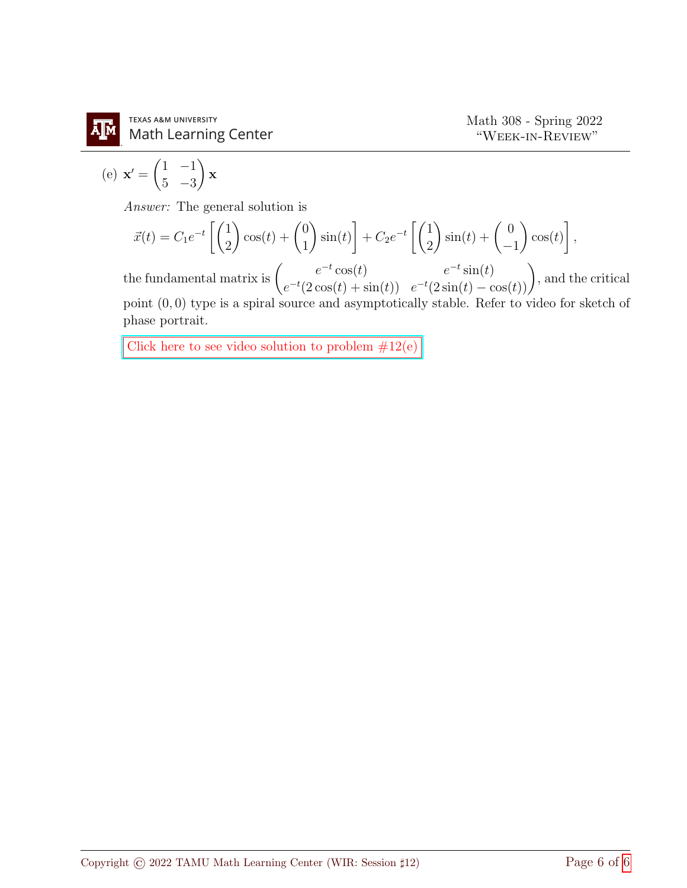(e) $\mathbf{x}' = \begin{pmatrix} 1 & -1 \\ 5 & -3 \end{pmatrix} \mathbf{x}$

*Answer:* The general solution is

$$\vec{x}(t) = C_1 e^{-t} \left[ \begin{pmatrix} 1 \\ 2 \end{pmatrix} \cos(t) + \begin{pmatrix} 0 \\ 1 \end{pmatrix} \sin(t) \right] + C_2 e^{-t} \left[ \begin{pmatrix} 1 \\ 2 \end{pmatrix} \sin(t) + \begin{pmatrix} 0 \\ -1 \end{pmatrix} \cos(t) \right],$$

the fundamental matrix is $\begin{pmatrix} e^{-t}\cos(t) & e^{-t}\sin(t) \\ e^{-t}(2\cos(t) + \sin(t)) & e^{-t}(2\sin(t) - \cos(t)) \end{pmatrix}$, and the critical point $(0,0)$ type is a spiral source and asymptotically stable. Refer to video for sketch of phase portrait.

Click here to see video solution to problem #12(e)